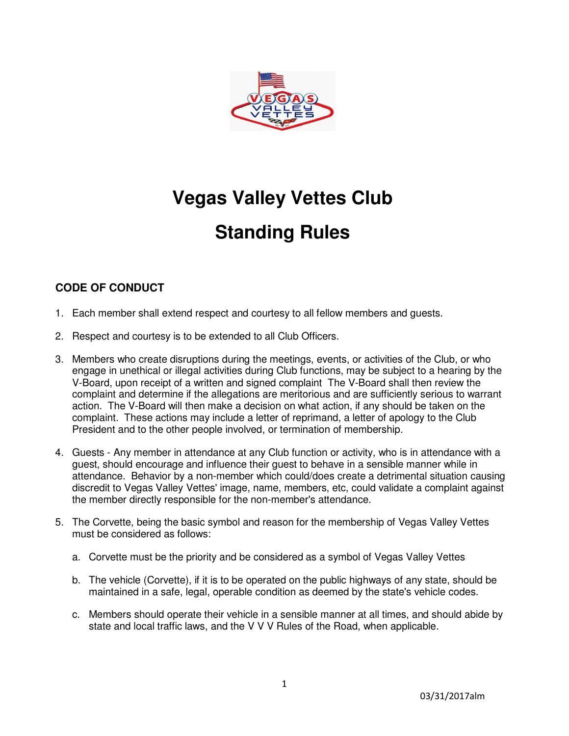# Vegas Valley Vettes Club

# Standing Rules

## CODE OF CONDUCT

1. Each member shall extend respect and courtesy to all fellow members and guests.

2. Respect and courtesy is to be extended to all Club Officers.

3. Members who create disruptions during the meetings, events, or activities of the Club, or who engage in unethical or illegal activities during Club functions, may be subject to a hearing by the V-Board, upon receipt of a written and signed complaint The V-Board shall then review the complaint and determine if the allegations are meritorious and are sufficiently serious to warrant action. The V-Board will then make a decision on what action, if any should be taken on the complaint. These actions may include a letter of reprimand, a letter of apology to the Club President and to the other people involved, or termination of membership.

4. Guests - Any member in attendance at any Club function or activity, who is in attendance with a guest, should encourage and influence their guest to behave in a sensible manner while in attendance. Behavior by a non-member which could/does create a detrimental situation causing discredit to Vegas Valley Vettes' image, name, members, etc, could validate a complaint against the member directly responsible for the non-member's attendance.

5. The Corvette, being the basic symbol and reason for the membership of Vegas Valley Vettes must be considered as follows:

   a. Corvette must be the priority and be considered as a symbol of Vegas Valley Vettes

   b. The vehicle (Corvette), if it is to be operated on the public highways of any state, should be maintained in a safe, legal, operable condition as deemed by the state's vehicle codes.

   c. Members should operate their vehicle in a sensible manner at all times, and should abide by state and local traffic laws, and the V V V Rules of the Road, when applicable.

03/31/2017alm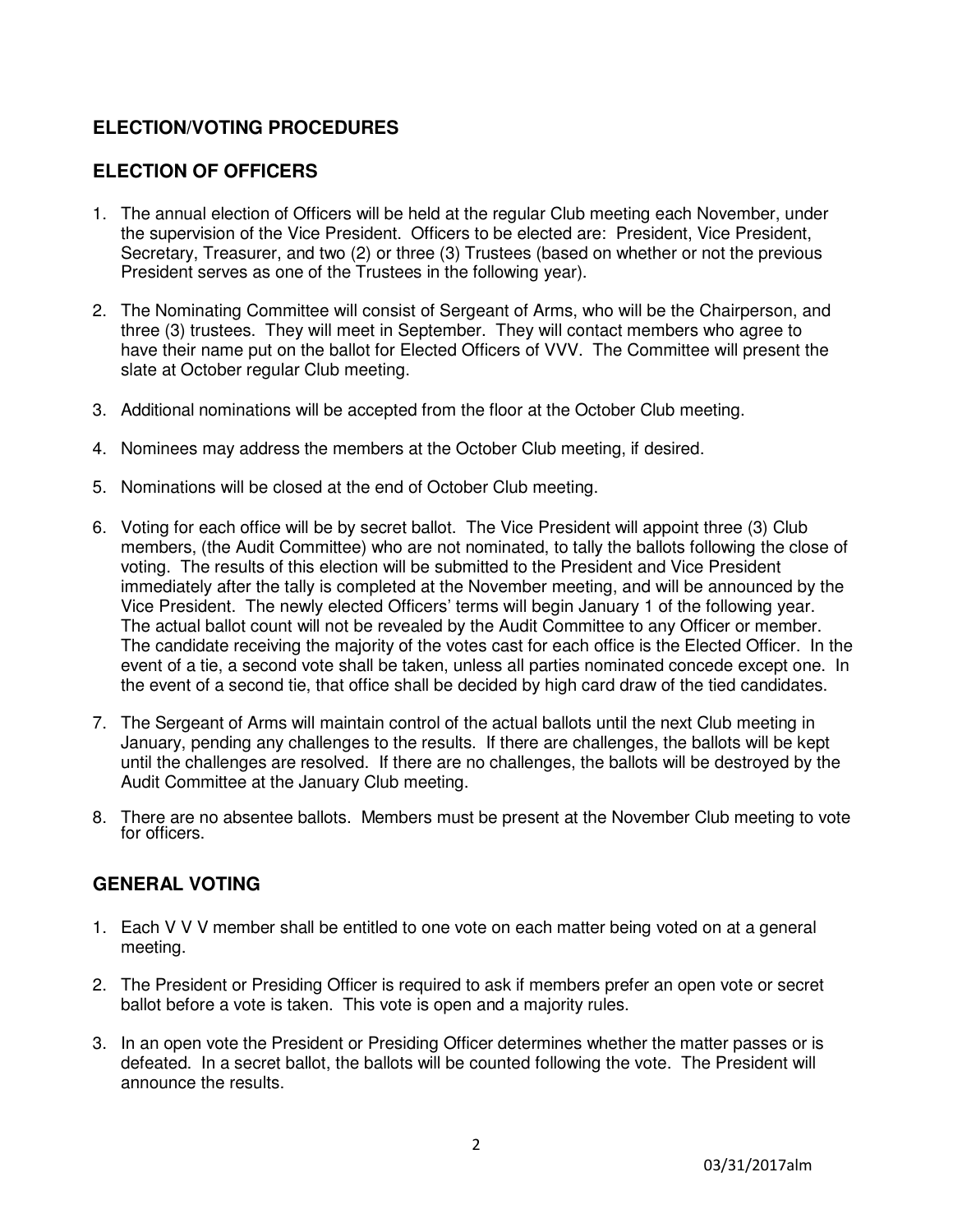## ELECTION/VOTING PROCEDURES

## ELECTION OF OFFICERS

1. The annual election of Officers will be held at the regular Club meeting each November, under the supervision of the Vice President. Officers to be elected are: President, Vice President, Secretary, Treasurer, and two (2) or three (3) Trustees (based on whether or not the previous President serves as one of the Trustees in the following year).
2. The Nominating Committee will consist of Sergeant of Arms, who will be the Chairperson, and three (3) trustees. They will meet in September. They will contact members who agree to have their name put on the ballot for Elected Officers of VVV. The Committee will present the slate at October regular Club meeting.
3. Additional nominations will be accepted from the floor at the October Club meeting.
4. Nominees may address the members at the October Club meeting, if desired.
5. Nominations will be closed at the end of October Club meeting.
6. Voting for each office will be by secret ballot. The Vice President will appoint three (3) Club members, (the Audit Committee) who are not nominated, to tally the ballots following the close of voting. The results of this election will be submitted to the President and Vice President immediately after the tally is completed at the November meeting, and will be announced by the Vice President. The newly elected Officers' terms will begin January 1 of the following year. The actual ballot count will not be revealed by the Audit Committee to any Officer or member. The candidate receiving the majority of the votes cast for each office is the Elected Officer. In the event of a tie, a second vote shall be taken, unless all parties nominated concede except one. In the event of a second tie, that office shall be decided by high card draw of the tied candidates.
7. The Sergeant of Arms will maintain control of the actual ballots until the next Club meeting in January, pending any challenges to the results. If there are challenges, the ballots will be kept until the challenges are resolved. If there are no challenges, the ballots will be destroyed by the Audit Committee at the January Club meeting.
8. There are no absentee ballots. Members must be present at the November Club meeting to vote for officers.

## GENERAL VOTING

1. Each V V V member shall be entitled to one vote on each matter being voted on at a general meeting.
2. The President or Presiding Officer is required to ask if members prefer an open vote or secret ballot before a vote is taken. This vote is open and a majority rules.
3. In an open vote the President or Presiding Officer determines whether the matter passes or is defeated. In a secret ballot, the ballots will be counted following the vote. The President will announce the results.

03/31/2017alm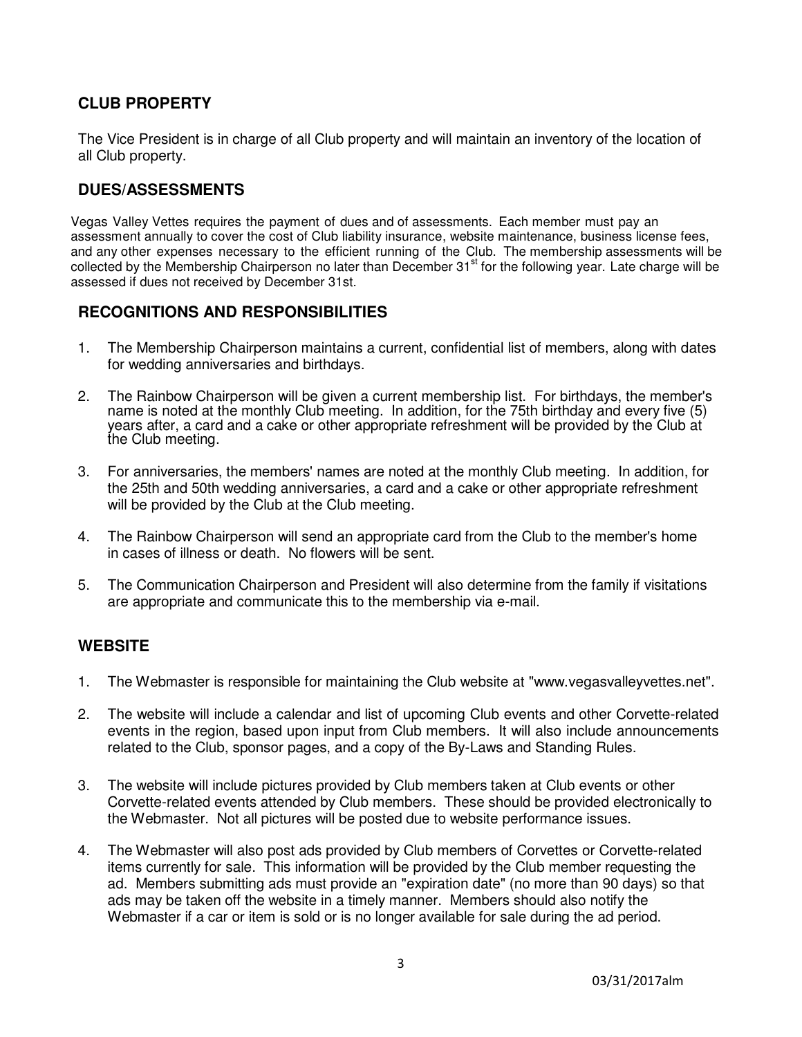## CLUB PROPERTY

The Vice President is in charge of all Club property and will maintain an inventory of the location of all Club property.

## DUES/ASSESSMENTS

Vegas Valley Vettes requires the payment of dues and of assessments. Each member must pay an assessment annually to cover the cost of Club liability insurance, website maintenance, business license fees, and any other expenses necessary to the efficient running of the Club. The membership assessments will be collected by the Membership Chairperson no later than December 31st for the following year. Late charge will be assessed if dues not received by December 31st.

## RECOGNITIONS AND RESPONSIBILITIES

1. The Membership Chairperson maintains a current, confidential list of members, along with dates for wedding anniversaries and birthdays.

2. The Rainbow Chairperson will be given a current membership list. For birthdays, the member's name is noted at the monthly Club meeting. In addition, for the 75th birthday and every five (5) years after, a card and a cake or other appropriate refreshment will be provided by the Club at the Club meeting.

3. For anniversaries, the members' names are noted at the monthly Club meeting. In addition, for the 25th and 50th wedding anniversaries, a card and a cake or other appropriate refreshment will be provided by the Club at the Club meeting.

4. The Rainbow Chairperson will send an appropriate card from the Club to the member's home in cases of illness or death. No flowers will be sent.

5. The Communication Chairperson and President will also determine from the family if visitations are appropriate and communicate this to the membership via e-mail.

## WEBSITE

1. The Webmaster is responsible for maintaining the Club website at "www.vegasvalleyvettes.net".

2. The website will include a calendar and list of upcoming Club events and other Corvette-related events in the region, based upon input from Club members. It will also include announcements related to the Club, sponsor pages, and a copy of the By-Laws and Standing Rules.

3. The website will include pictures provided by Club members taken at Club events or other Corvette-related events attended by Club members. These should be provided electronically to the Webmaster. Not all pictures will be posted due to website performance issues.

4. The Webmaster will also post ads provided by Club members of Corvettes or Corvette-related items currently for sale. This information will be provided by the Club member requesting the ad. Members submitting ads must provide an "expiration date" (no more than 90 days) so that ads may be taken off the website in a timely manner. Members should also notify the Webmaster if a car or item is sold or is no longer available for sale during the ad period.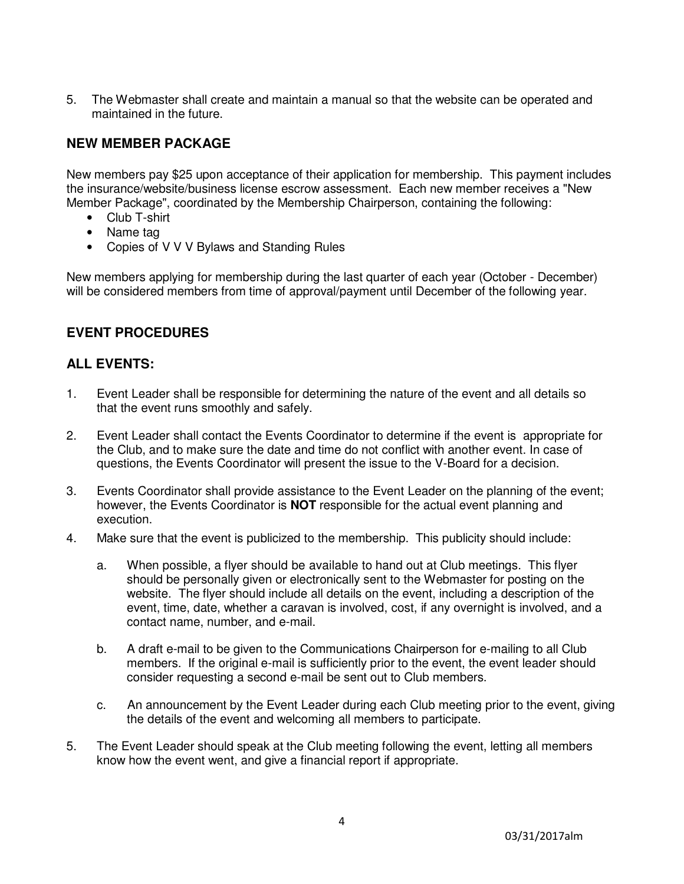5. The Webmaster shall create and maintain a manual so that the website can be operated and maintained in the future.

## NEW MEMBER PACKAGE

New members pay $25 upon acceptance of their application for membership. This payment includes the insurance/website/business license escrow assessment. Each new member receives a "New Member Package", coordinated by the Membership Chairperson, containing the following:

- Club T-shirt
- Name tag
- Copies of V V V Bylaws and Standing Rules

New members applying for membership during the last quarter of each year (October - December) will be considered members from time of approval/payment until December of the following year.

## EVENT PROCEDURES

## ALL EVENTS:

1. Event Leader shall be responsible for determining the nature of the event and all details so that the event runs smoothly and safely.

2. Event Leader shall contact the Events Coordinator to determine if the event is appropriate for the Club, and to make sure the date and time do not conflict with another event. In case of questions, the Events Coordinator will present the issue to the V-Board for a decision.

3. Events Coordinator shall provide assistance to the Event Leader on the planning of the event; however, the Events Coordinator is **NOT** responsible for the actual event planning and execution.

4. Make sure that the event is publicized to the membership. This publicity should include:

   a. When possible, a flyer should be available to hand out at Club meetings. This flyer should be personally given or electronically sent to the Webmaster for posting on the website. The flyer should include all details on the event, including a description of the event, time, date, whether a caravan is involved, cost, if any overnight is involved, and a contact name, number, and e-mail.

   b. A draft e-mail to be given to the Communications Chairperson for e-mailing to all Club members. If the original e-mail is sufficiently prior to the event, the event leader should consider requesting a second e-mail be sent out to Club members.

   c. An announcement by the Event Leader during each Club meeting prior to the event, giving the details of the event and welcoming all members to participate.

5. The Event Leader should speak at the Club meeting following the event, letting all members know how the event went, and give a financial report if appropriate.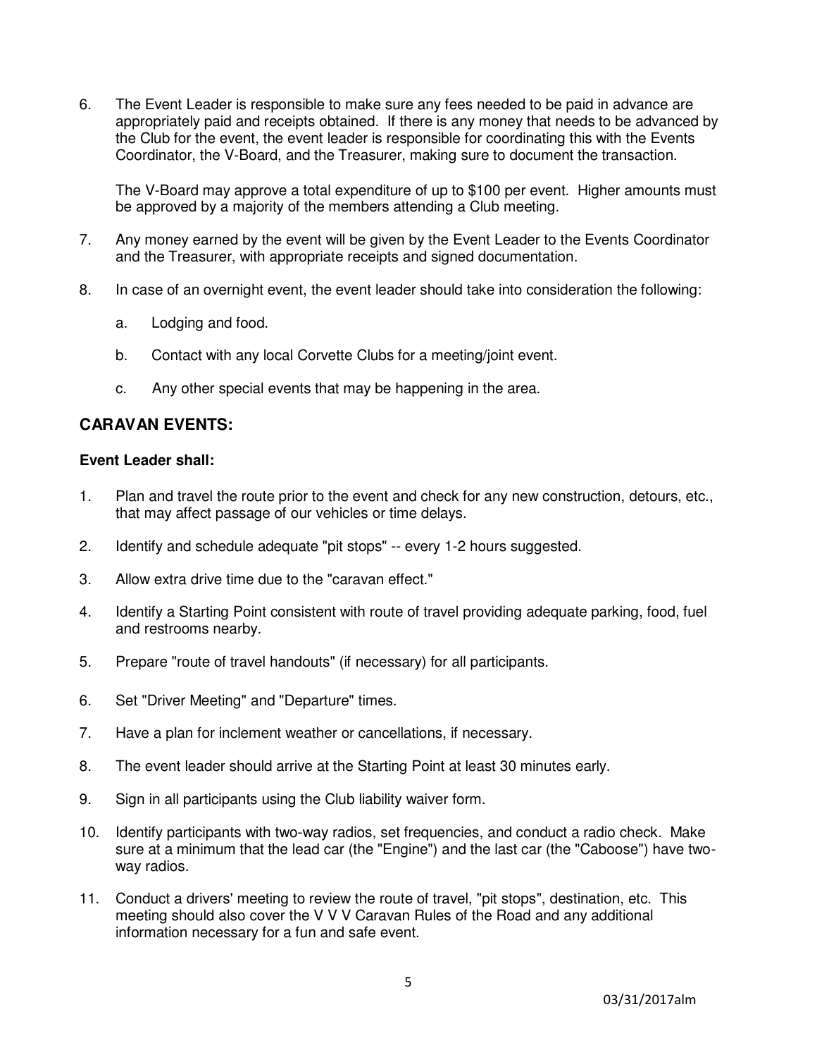6. The Event Leader is responsible to make sure any fees needed to be paid in advance are appropriately paid and receipts obtained. If there is any money that needs to be advanced by the Club for the event, the event leader is responsible for coordinating this with the Events Coordinator, the V-Board, and the Treasurer, making sure to document the transaction.

   The V-Board may approve a total expenditure of up to $100 per event. Higher amounts must be approved by a majority of the members attending a Club meeting.

7. Any money earned by the event will be given by the Event Leader to the Events Coordinator and the Treasurer, with appropriate receipts and signed documentation.

8. In case of an overnight event, the event leader should take into consideration the following:

   a. Lodging and food.

   b. Contact with any local Corvette Clubs for a meeting/joint event.

   c. Any other special events that may be happening in the area.

## CARAVAN EVENTS:

**Event Leader shall:**

1. Plan and travel the route prior to the event and check for any new construction, detours, etc., that may affect passage of our vehicles or time delays.

2. Identify and schedule adequate "pit stops" -- every 1-2 hours suggested.

3. Allow extra drive time due to the "caravan effect."

4. Identify a Starting Point consistent with route of travel providing adequate parking, food, fuel and restrooms nearby.

5. Prepare "route of travel handouts" (if necessary) for all participants.

6. Set "Driver Meeting" and "Departure" times.

7. Have a plan for inclement weather or cancellations, if necessary.

8. The event leader should arrive at the Starting Point at least 30 minutes early.

9. Sign in all participants using the Club liability waiver form.

10. Identify participants with two-way radios, set frequencies, and conduct a radio check. Make sure at a minimum that the lead car (the "Engine") and the last car (the "Caboose") have two-way radios.

11. Conduct a drivers' meeting to review the route of travel, "pit stops", destination, etc. This meeting should also cover the V V V Caravan Rules of the Road and any additional information necessary for a fun and safe event.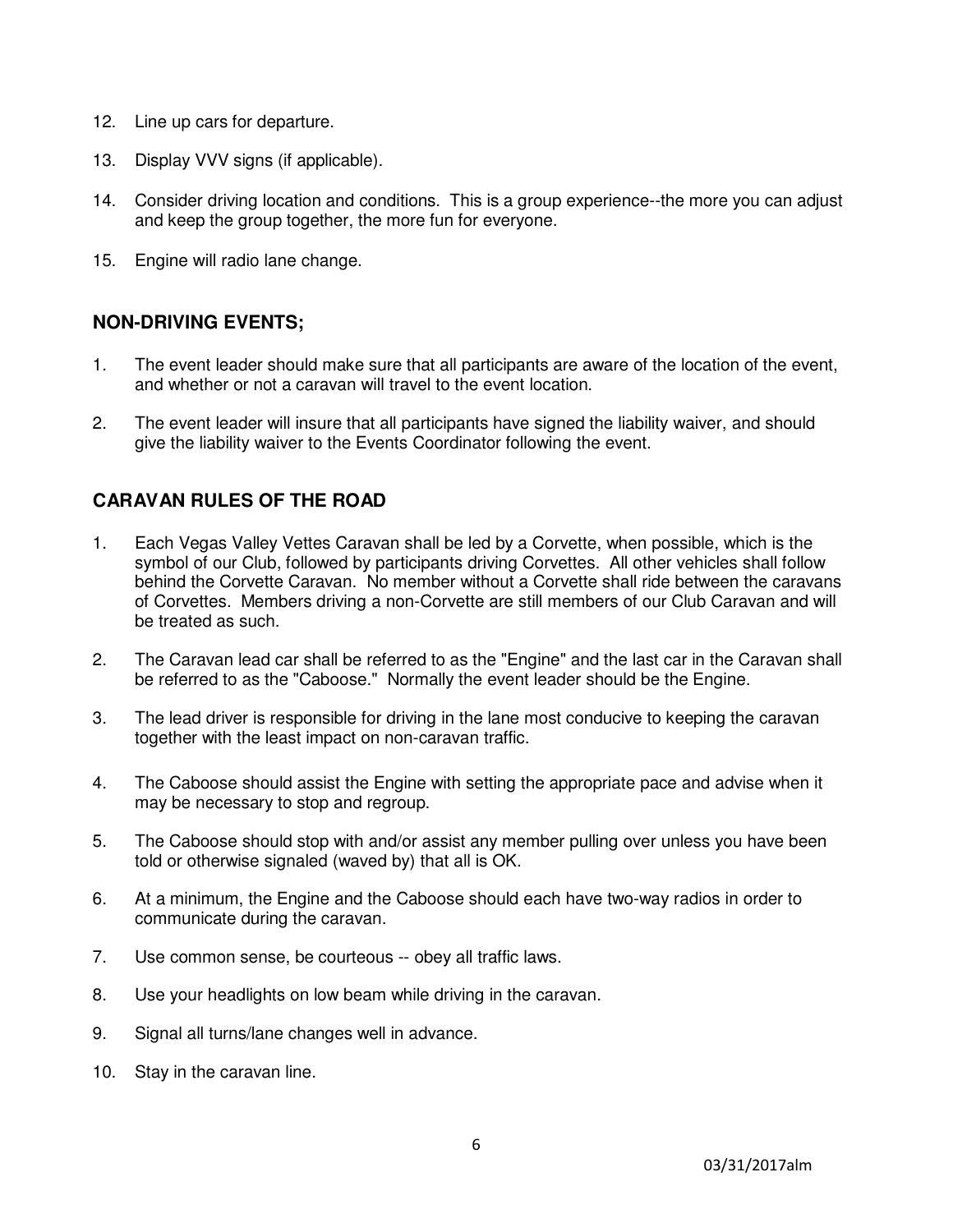12. Line up cars for departure.

13. Display VVV signs (if applicable).

14. Consider driving location and conditions. This is a group experience--the more you can adjust and keep the group together, the more fun for everyone.

15. Engine will radio lane change.

## NON-DRIVING EVENTS;

1. The event leader should make sure that all participants are aware of the location of the event, and whether or not a caravan will travel to the event location.

2. The event leader will insure that all participants have signed the liability waiver, and should give the liability waiver to the Events Coordinator following the event.

## CARAVAN RULES OF THE ROAD

1. Each Vegas Valley Vettes Caravan shall be led by a Corvette, when possible, which is the symbol of our Club, followed by participants driving Corvettes. All other vehicles shall follow behind the Corvette Caravan. No member without a Corvette shall ride between the caravans of Corvettes. Members driving a non-Corvette are still members of our Club Caravan and will be treated as such.

2. The Caravan lead car shall be referred to as the "Engine" and the last car in the Caravan shall be referred to as the "Caboose." Normally the event leader should be the Engine.

3. The lead driver is responsible for driving in the lane most conducive to keeping the caravan together with the least impact on non-caravan traffic.

4. The Caboose should assist the Engine with setting the appropriate pace and advise when it may be necessary to stop and regroup.

5. The Caboose should stop with and/or assist any member pulling over unless you have been told or otherwise signaled (waved by) that all is OK.

6. At a minimum, the Engine and the Caboose should each have two-way radios in order to communicate during the caravan.

7. Use common sense, be courteous -- obey all traffic laws.

8. Use your headlights on low beam while driving in the caravan.

9. Signal all turns/lane changes well in advance.

10. Stay in the caravan line.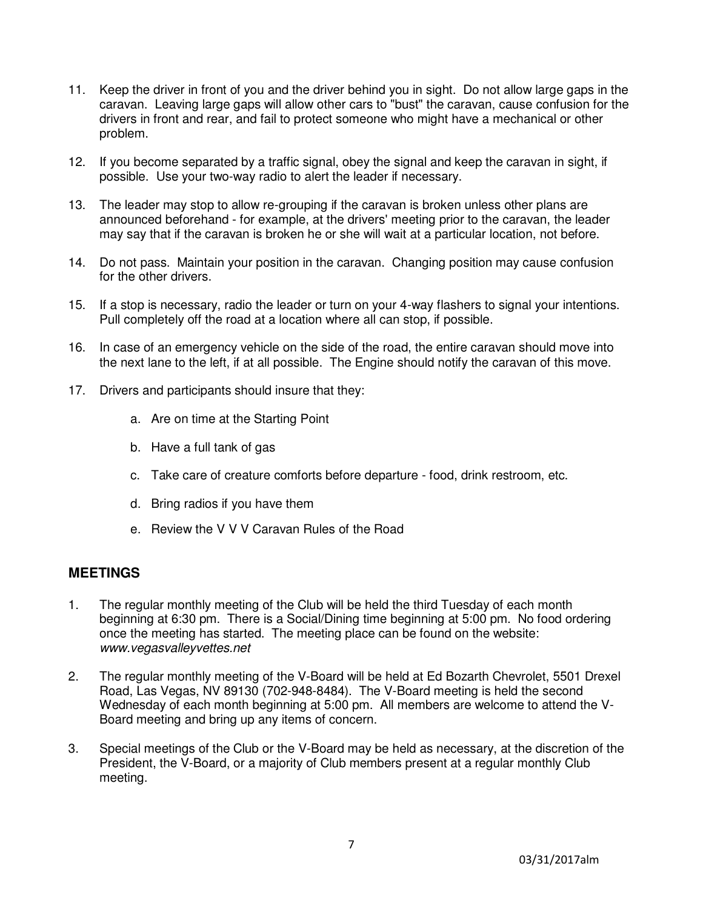11. Keep the driver in front of you and the driver behind you in sight. Do not allow large gaps in the caravan. Leaving large gaps will allow other cars to "bust" the caravan, cause confusion for the drivers in front and rear, and fail to protect someone who might have a mechanical or other problem.

12. If you become separated by a traffic signal, obey the signal and keep the caravan in sight, if possible. Use your two-way radio to alert the leader if necessary.

13. The leader may stop to allow re-grouping if the caravan is broken unless other plans are announced beforehand - for example, at the drivers' meeting prior to the caravan, the leader may say that if the caravan is broken he or she will wait at a particular location, not before.

14. Do not pass. Maintain your position in the caravan. Changing position may cause confusion for the other drivers.

15. If a stop is necessary, radio the leader or turn on your 4-way flashers to signal your intentions. Pull completely off the road at a location where all can stop, if possible.

16. In case of an emergency vehicle on the side of the road, the entire caravan should move into the next lane to the left, if at all possible. The Engine should notify the caravan of this move.

17. Drivers and participants should insure that they:

    a. Are on time at the Starting Point

    b. Have a full tank of gas

    c. Take care of creature comforts before departure - food, drink restroom, etc.

    d. Bring radios if you have them

    e. Review the V V V Caravan Rules of the Road

## MEETINGS

1. The regular monthly meeting of the Club will be held the third Tuesday of each month beginning at 6:30 pm. There is a Social/Dining time beginning at 5:00 pm. No food ordering once the meeting has started. The meeting place can be found on the website: *www.vegasvalleyvettes.net*

2. The regular monthly meeting of the V-Board will be held at Ed Bozarth Chevrolet, 5501 Drexel Road, Las Vegas, NV 89130 (702-948-8484). The V-Board meeting is held the second Wednesday of each month beginning at 5:00 pm. All members are welcome to attend the V-Board meeting and bring up any items of concern.

3. Special meetings of the Club or the V-Board may be held as necessary, at the discretion of the President, the V-Board, or a majority of Club members present at a regular monthly Club meeting.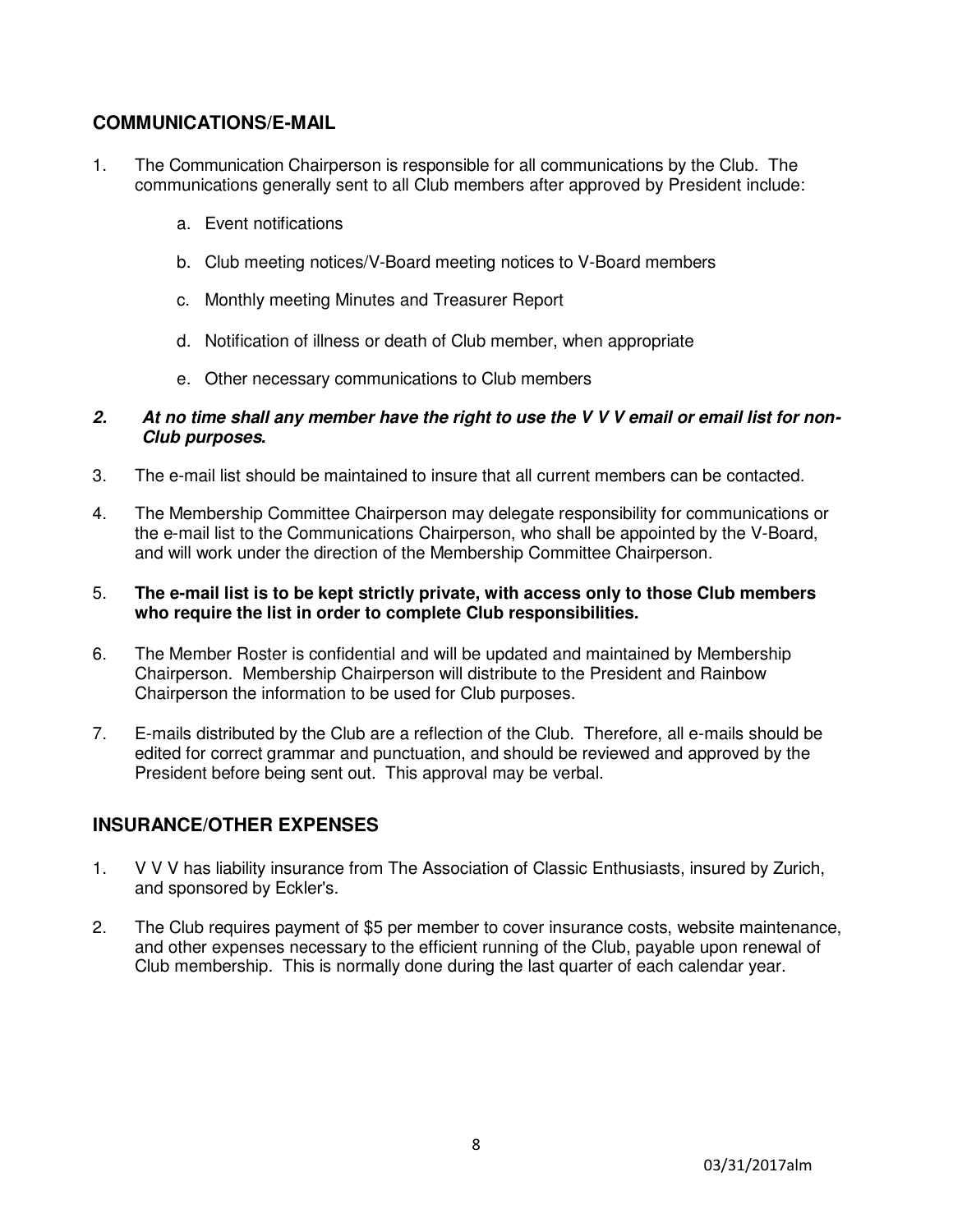## COMMUNICATIONS/E-MAIL

1. The Communication Chairperson is responsible for all communications by the Club. The communications generally sent to all Club members after approved by President include:

    a. Event notifications

    b. Club meeting notices/V-Board meeting notices to V-Board members

    c. Monthly meeting Minutes and Treasurer Report

    d. Notification of illness or death of Club member, when appropriate

    e. Other necessary communications to Club members

2. ***At no time shall any member have the right to use the V V V email or email list for non-Club purposes.***

3. The e-mail list should be maintained to insure that all current members can be contacted.

4. The Membership Committee Chairperson may delegate responsibility for communications or the e-mail list to the Communications Chairperson, who shall be appointed by the V-Board, and will work under the direction of the Membership Committee Chairperson.

5. **The e-mail list is to be kept strictly private, with access only to those Club members who require the list in order to complete Club responsibilities.**

6. The Member Roster is confidential and will be updated and maintained by Membership Chairperson. Membership Chairperson will distribute to the President and Rainbow Chairperson the information to be used for Club purposes.

7. E-mails distributed by the Club are a reflection of the Club. Therefore, all e-mails should be edited for correct grammar and punctuation, and should be reviewed and approved by the President before being sent out. This approval may be verbal.

## INSURANCE/OTHER EXPENSES

1. V V V has liability insurance from The Association of Classic Enthusiasts, insured by Zurich, and sponsored by Eckler's.

2. The Club requires payment of $5 per member to cover insurance costs, website maintenance, and other expenses necessary to the efficient running of the Club, payable upon renewal of Club membership. This is normally done during the last quarter of each calendar year.

03/31/2017alm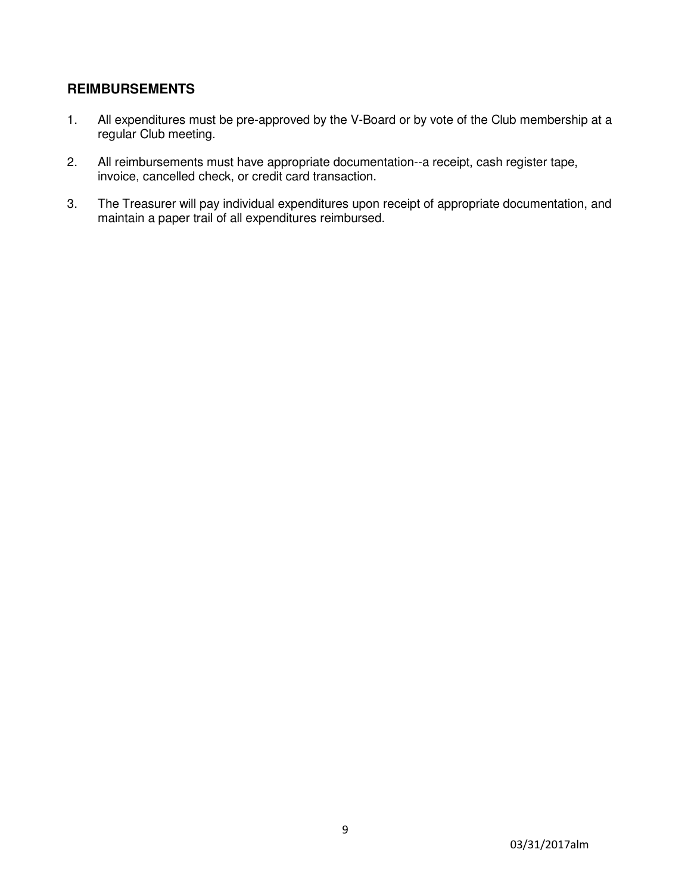## REIMBURSEMENTS

1. All expenditures must be pre-approved by the V-Board or by vote of the Club membership at a regular Club meeting.

2. All reimbursements must have appropriate documentation--a receipt, cash register tape, invoice, cancelled check, or credit card transaction.

3. The Treasurer will pay individual expenditures upon receipt of appropriate documentation, and maintain a paper trail of all expenditures reimbursed.